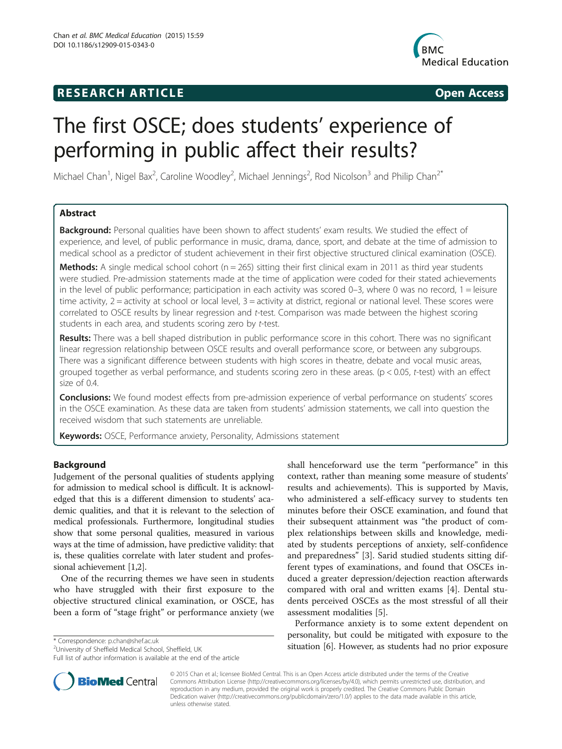**RESEARCH ARTICLE** **Open Access**

# The first OSCE; does students' experience of performing in public affect their results?

Michael Chan[1], Nigel Bax[2], Caroline Woodley[2], Michael Jennings[2], Rod Nicolson[3] and Philip Chan[2*]

## Abstract

**Background:** Personal qualities have been shown to affect students' exam results. We studied the effect of experience, and level, of public performance in music, drama, dance, sport, and debate at the time of admission to medical school as a predictor of student achievement in their first objective structured clinical examination (OSCE).

**Methods:** A single medical school cohort (n = 265) sitting their first clinical exam in 2011 as third year students were studied. Pre-admission statements made at the time of application were coded for their stated achievements in the level of public performance; participation in each activity was scored 0–3, where 0 was no record, 1 = leisure time activity, 2 = activity at school or local level, 3 = activity at district, regional or national level. These scores were correlated to OSCE results by linear regression and *t*-test. Comparison was made between the highest scoring students in each area, and students scoring zero by *t*-test.

**Results:** There was a bell shaped distribution in public performance score in this cohort. There was no significant linear regression relationship between OSCE results and overall performance score, or between any subgroups. There was a significant difference between students with high scores in theatre, debate and vocal music areas, grouped together as verbal performance, and students scoring zero in these areas. ($p < 0.05$, *t*-test) with an effect size of 0.4.

**Conclusions:** We found modest effects from pre-admission experience of verbal performance on students' scores in the OSCE examination. As these data are taken from students' admission statements, we call into question the received wisdom that such statements are unreliable.

**Keywords:** OSCE, Performance anxiety, Personality, Admissions statement

## Background

Judgement of the personal qualities of students applying for admission to medical school is difficult. It is acknowledged that this is a different dimension to students' academic qualities, and that it is relevant to the selection of medical professionals. Furthermore, longitudinal studies show that some personal qualities, measured in various ways at the time of admission, have predictive validity: that is, these qualities correlate with later student and professional achievement [1,2].

One of the recurring themes we have seen in students who have struggled with their first exposure to the objective structured clinical examination, or OSCE, has been a form of "stage fright" or performance anxiety (we shall henceforward use the term "performance" in this context, rather than meaning some measure of students' results and achievements). This is supported by Mavis, who administered a self-efficacy survey to students ten minutes before their OSCE examination, and found that their subsequent attainment was "the product of complex relationships between skills and knowledge, mediated by students perceptions of anxiety, self-confidence and preparedness" [3]. Sarid studied students sitting different types of examinations, and found that OSCEs induced a greater depression/dejection reaction afterwards compared with oral and written exams [4]. Dental students perceived OSCEs as the most stressful of all their assessment modalities [5].

Performance anxiety is to some extent dependent on personality, but could be mitigated with exposure to the situation [6]. However, as students had no prior exposure

\* Correspondence: p.chan@shef.ac.uk
[2]University of Sheffield Medical School, Sheffield, UK
Full list of author information is available at the end of the article

© 2015 Chan et al.; licensee BioMed Central. This is an Open Access article distributed under the terms of the Creative Commons Attribution License (http://creativecommons.org/licenses/by/4.0), which permits unrestricted use, distribution, and reproduction in any medium, provided the original work is properly credited. The Creative Commons Public Domain Dedication waiver (http://creativecommons.org/publicdomain/zero/1.0/) applies to the data made available in this article, unless otherwise stated.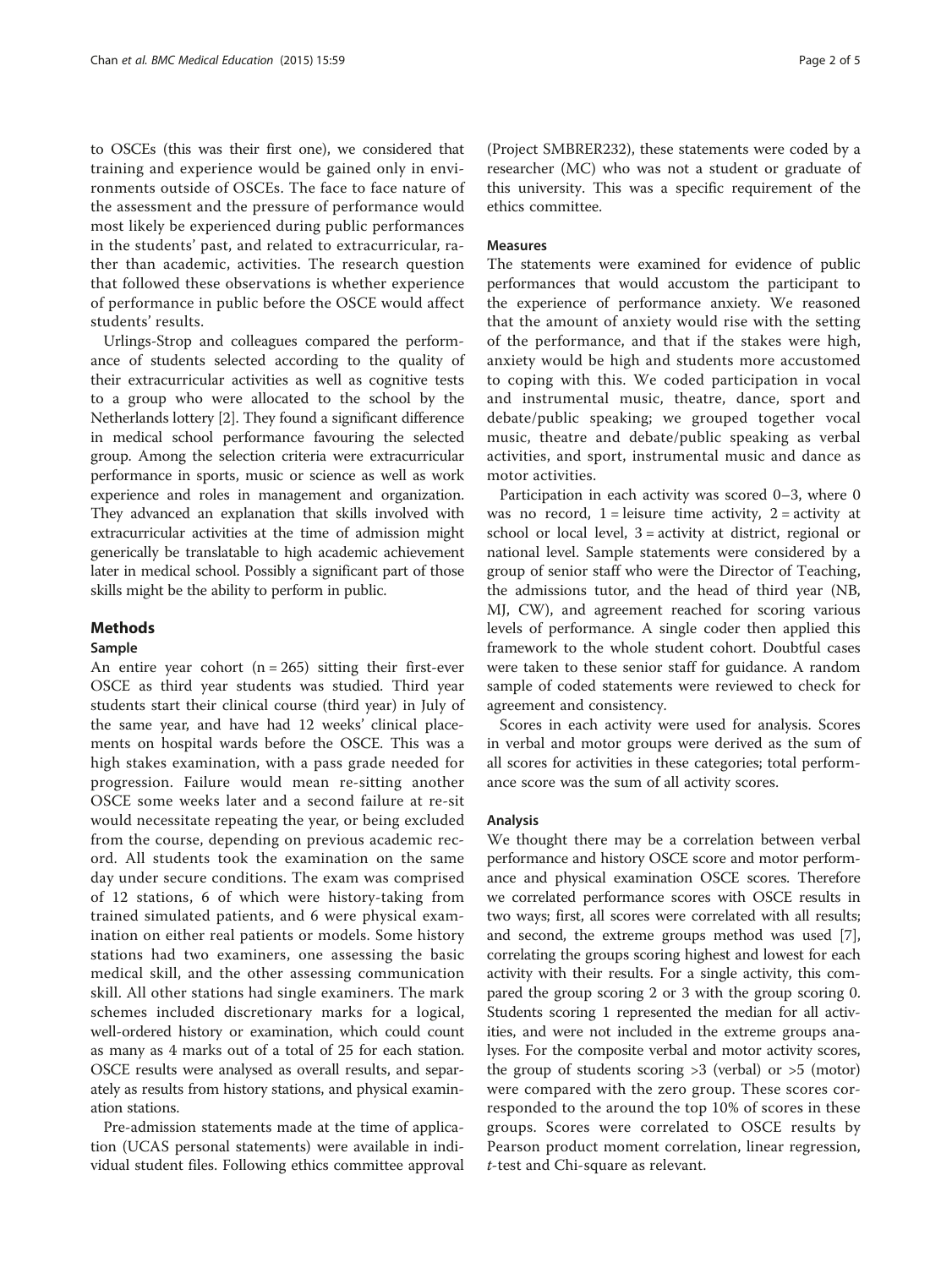to OSCEs (this was their first one), we considered that training and experience would be gained only in environments outside of OSCEs. The face to face nature of the assessment and the pressure of performance would most likely be experienced during public performances in the students' past, and related to extracurricular, rather than academic, activities. The research question that followed these observations is whether experience of performance in public before the OSCE would affect students' results.

Urlings-Strop and colleagues compared the performance of students selected according to the quality of their extracurricular activities as well as cognitive tests to a group who were allocated to the school by the Netherlands lottery [2]. They found a significant difference in medical school performance favouring the selected group. Among the selection criteria were extracurricular performance in sports, music or science as well as work experience and roles in management and organization. They advanced an explanation that skills involved with extracurricular activities at the time of admission might generically be translatable to high academic achievement later in medical school. Possibly a significant part of those skills might be the ability to perform in public.

## Methods

### Sample

An entire year cohort (n = 265) sitting their first-ever OSCE as third year students was studied. Third year students start their clinical course (third year) in July of the same year, and have had 12 weeks' clinical placements on hospital wards before the OSCE. This was a high stakes examination, with a pass grade needed for progression. Failure would mean re-sitting another OSCE some weeks later and a second failure at re-sit would necessitate repeating the year, or being excluded from the course, depending on previous academic record. All students took the examination on the same day under secure conditions. The exam was comprised of 12 stations, 6 of which were history-taking from trained simulated patients, and 6 were physical examination on either real patients or models. Some history stations had two examiners, one assessing the basic medical skill, and the other assessing communication skill. All other stations had single examiners. The mark schemes included discretionary marks for a logical, well-ordered history or examination, which could count as many as 4 marks out of a total of 25 for each station. OSCE results were analysed as overall results, and separately as results from history stations, and physical examination stations.

Pre-admission statements made at the time of application (UCAS personal statements) were available in individual student files. Following ethics committee approval (Project SMBRER232), these statements were coded by a researcher (MC) who was not a student or graduate of this university. This was a specific requirement of the ethics committee.

### Measures

The statements were examined for evidence of public performances that would accustom the participant to the experience of performance anxiety. We reasoned that the amount of anxiety would rise with the setting of the performance, and that if the stakes were high, anxiety would be high and students more accustomed to coping with this. We coded participation in vocal and instrumental music, theatre, dance, sport and debate/public speaking; we grouped together vocal music, theatre and debate/public speaking as verbal activities, and sport, instrumental music and dance as motor activities.

Participation in each activity was scored 0–3, where 0 was no record, 1 = leisure time activity, 2 = activity at school or local level, 3 = activity at district, regional or national level. Sample statements were considered by a group of senior staff who were the Director of Teaching, the admissions tutor, and the head of third year (NB, MJ, CW), and agreement reached for scoring various levels of performance. A single coder then applied this framework to the whole student cohort. Doubtful cases were taken to these senior staff for guidance. A random sample of coded statements were reviewed to check for agreement and consistency.

Scores in each activity were used for analysis. Scores in verbal and motor groups were derived as the sum of all scores for activities in these categories; total performance score was the sum of all activity scores.

### Analysis

We thought there may be a correlation between verbal performance and history OSCE score and motor performance and physical examination OSCE scores. Therefore we correlated performance scores with OSCE results in two ways; first, all scores were correlated with all results; and second, the extreme groups method was used [7], correlating the groups scoring highest and lowest for each activity with their results. For a single activity, this compared the group scoring 2 or 3 with the group scoring 0. Students scoring 1 represented the median for all activities, and were not included in the extreme groups analyses. For the composite verbal and motor activity scores, the group of students scoring >3 (verbal) or >5 (motor) were compared with the zero group. These scores corresponded to the around the top 10% of scores in these groups. Scores were correlated to OSCE results by Pearson product moment correlation, linear regression, *t*-test and Chi-square as relevant.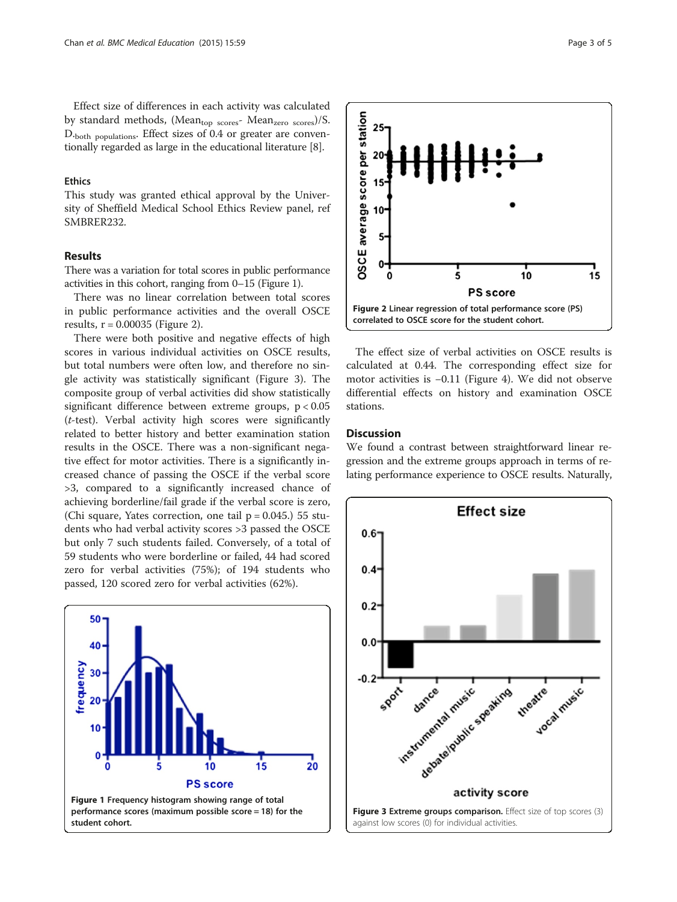Effect size of differences in each activity was calculated by standard methods, $(\text{Mean}_{\text{top scores}} - \text{Mean}_{\text{zero scores}})/\text{S.D.}_{\text{both populations}}$. Effect sizes of 0.4 or greater are conventionally regarded as large in the educational literature [8].

### Ethics

This study was granted ethical approval by the University of Sheffield Medical School Ethics Review panel, ref SMBRER232.

## Results

There was a variation for total scores in public performance activities in this cohort, ranging from 0–15 (Figure 1).

There was no linear correlation between total scores in public performance activities and the overall OSCE results, $r = 0.00035$ (Figure 2).

There were both positive and negative effects of high scores in various individual activities on OSCE results, but total numbers were often low, and therefore no single activity was statistically significant (Figure 3). The composite group of verbal activities did show statistically significant difference between extreme groups, $p < 0.05$ (*t*-test). Verbal activity high scores were significantly related to better history and better examination station results in the OSCE. There was a non-significant negative effect for motor activities. There is a significantly increased chance of passing the OSCE if the verbal score >3, compared to a significantly increased chance of achieving borderline/fail grade if the verbal score is zero, (Chi square, Yates correction, one tail $p = 0.045$.) 55 students who had verbal activity scores >3 passed the OSCE but only 7 such students failed. Conversely, of a total of 59 students who were borderline or failed, 44 had scored zero for verbal activities (75%); of 194 students who passed, 120 scored zero for verbal activities (62%).

**Figure 1** Frequency histogram showing range of total performance scores (maximum possible score = 18) for the student cohort.

**Figure 2** Linear regression of total performance score (PS) correlated to OSCE score for the student cohort.

The effect size of verbal activities on OSCE results is calculated at 0.44. The corresponding effect size for motor activities is −0.11 (Figure 4). We did not observe differential effects on history and examination OSCE stations.

## Discussion

We found a contrast between straightforward linear regression and the extreme groups approach in terms of relating performance experience to OSCE results. Naturally,

**Figure 3 Extreme groups comparison.** Effect size of top scores (3) against low scores (0) for individual activities.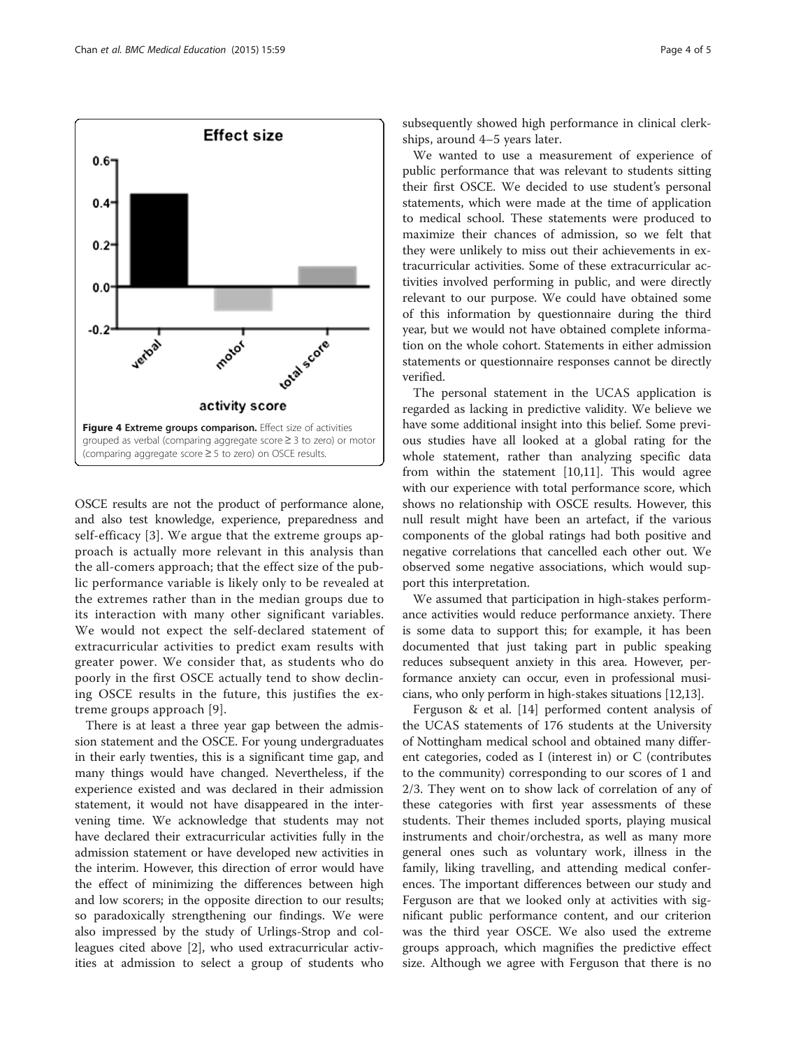Effect size

0.6

0.4

0.2

0.0

-0.2

verbal

motor

total score

activity score

**Figure 4 Extreme groups comparison.** Effect size of activities grouped as verbal (comparing aggregate score ≥ 3 to zero) or motor (comparing aggregate score ≥ 5 to zero) on OSCE results.

OSCE results are not the product of performance alone, and also test knowledge, experience, preparedness and self-efficacy [3]. We argue that the extreme groups approach is actually more relevant in this analysis than the all-comers approach; that the effect size of the public performance variable is likely only to be revealed at the extremes rather than in the median groups due to its interaction with many other significant variables. We would not expect the self-declared statement of extracurricular activities to predict exam results with greater power. We consider that, as students who do poorly in the first OSCE actually tend to show declining OSCE results in the future, this justifies the extreme groups approach [9].

There is at least a three year gap between the admission statement and the OSCE. For young undergraduates in their early twenties, this is a significant time gap, and many things would have changed. Nevertheless, if the experience existed and was declared in their admission statement, it would not have disappeared in the intervening time. We acknowledge that students may not have declared their extracurricular activities fully in the admission statement or have developed new activities in the interim. However, this direction of error would have the effect of minimizing the differences between high and low scorers; in the opposite direction to our results; so paradoxically strengthening our findings. We were also impressed by the study of Urlings-Strop and colleagues cited above [2], who used extracurricular activities at admission to select a group of students who subsequently showed high performance in clinical clerkships, around 4–5 years later.

We wanted to use a measurement of experience of public performance that was relevant to students sitting their first OSCE. We decided to use student's personal statements, which were made at the time of application to medical school. These statements were produced to maximize their chances of admission, so we felt that they were unlikely to miss out their achievements in extracurricular activities. Some of these extracurricular activities involved performing in public, and were directly relevant to our purpose. We could have obtained some of this information by questionnaire during the third year, but we would not have obtained complete information on the whole cohort. Statements in either admission statements or questionnaire responses cannot be directly verified.

The personal statement in the UCAS application is regarded as lacking in predictive validity. We believe we have some additional insight into this belief. Some previous studies have all looked at a global rating for the whole statement, rather than analyzing specific data from within the statement [10,11]. This would agree with our experience with total performance score, which shows no relationship with OSCE results. However, this null result might have been an artefact, if the various components of the global ratings had both positive and negative correlations that cancelled each other out. We observed some negative associations, which would support this interpretation.

We assumed that participation in high-stakes performance activities would reduce performance anxiety. There is some data to support this; for example, it has been documented that just taking part in public speaking reduces subsequent anxiety in this area. However, performance anxiety can occur, even in professional musicians, who only perform in high-stakes situations [12,13].

Ferguson & et al. [14] performed content analysis of the UCAS statements of 176 students at the University of Nottingham medical school and obtained many different categories, coded as I (interest in) or C (contributes to the community) corresponding to our scores of 1 and 2/3. They went on to show lack of correlation of any of these categories with first year assessments of these students. Their themes included sports, playing musical instruments and choir/orchestra, as well as many more general ones such as voluntary work, illness in the family, liking travelling, and attending medical conferences. The important differences between our study and Ferguson are that we looked only at activities with significant public performance content, and our criterion was the third year OSCE. We also used the extreme groups approach, which magnifies the predictive effect size. Although we agree with Ferguson that there is no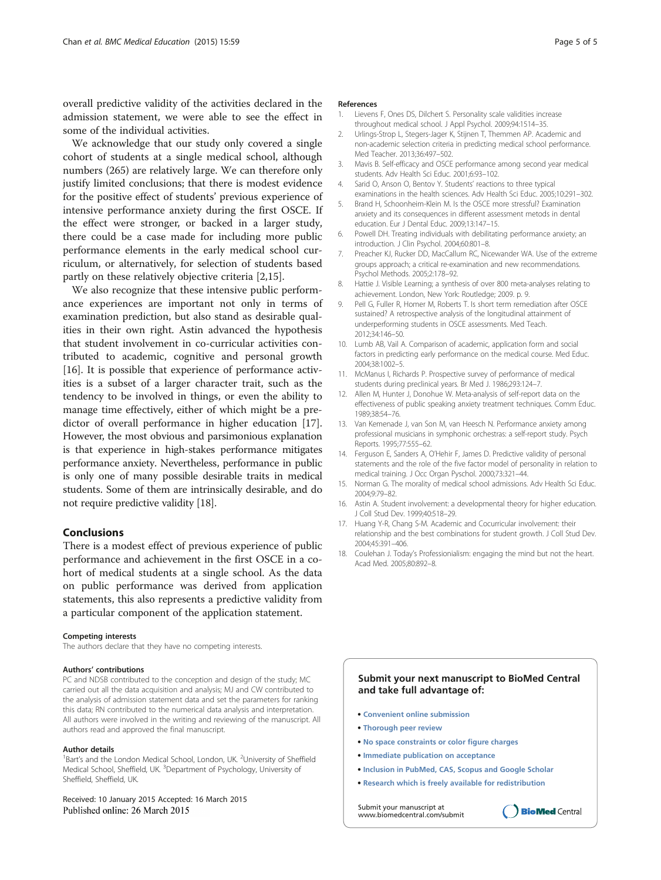overall predictive validity of the activities declared in the admission statement, we were able to see the effect in some of the individual activities.

We acknowledge that our study only covered a single cohort of students at a single medical school, although numbers (265) are relatively large. We can therefore only justify limited conclusions; that there is modest evidence for the positive effect of students' previous experience of intensive performance anxiety during the first OSCE. If the effect were stronger, or backed in a larger study, there could be a case made for including more public performance elements in the early medical school curriculum, or alternatively, for selection of students based partly on these relatively objective criteria [2,15].

We also recognize that these intensive public performance experiences are important not only in terms of examination prediction, but also stand as desirable qualities in their own right. Astin advanced the hypothesis that student involvement in co-curricular activities contributed to academic, cognitive and personal growth [16]. It is possible that experience of performance activities is a subset of a larger character trait, such as the tendency to be involved in things, or even the ability to manage time effectively, either of which might be a predictor of overall performance in higher education [17]. However, the most obvious and parsimonious explanation is that experience in high-stakes performance mitigates performance anxiety. Nevertheless, performance in public is only one of many possible desirable traits in medical students. Some of them are intrinsically desirable, and do not require predictive validity [18].

## Conclusions

There is a modest effect of previous experience of public performance and achievement in the first OSCE in a cohort of medical students at a single school. As the data on public performance was derived from application statements, this also represents a predictive validity from a particular component of the application statement.

#### Competing interests

The authors declare that they have no competing interests.

#### Authors' contributions

PC and NDSB contributed to the conception and design of the study; MC carried out all the data acquisition and analysis; MJ and CW contributed to the analysis of admission statement data and set the parameters for ranking this data; RN contributed to the numerical data analysis and interpretation. All authors were involved in the writing and reviewing of the manuscript. All authors read and approved the final manuscript.

#### Author details

[1]Bart's and the London Medical School, London, UK. [2]University of Sheffield Medical School, Sheffield, UK. [3]Department of Psychology, University of Sheffield, Sheffield, UK.

Received: 10 January 2015 Accepted: 16 March 2015
Published online: 26 March 2015

#### References

1. Lievens F, Ones DS, Dilchert S. Personality scale validities increase throughout medical school. J Appl Psychol. 2009;94:1514–35.
2. Urlings-Strop L, Stegers-Jager K, Stijnen T, Themmen AP. Academic and non-academic selection criteria in predicting medical school performance. Med Teacher. 2013;36:497–502.
3. Mavis B. Self-efficacy and OSCE performance among second year medical students. Adv Health Sci Educ. 2001;6:93–102.
4. Sarid O, Anson O, Bentov Y. Students' reactions to three typical examinations in the health sciences. Adv Health Sci Educ. 2005;10:291–302.
5. Brand H, Schoonheim-Klein M. Is the OSCE more stressful? Examination anxiety and its consequences in different assessment metods in dental education. Eur J Dental Educ. 2009;13:147–15.
6. Powell DH. Treating individuals with debilitating performance anxiety; an introduction. J Clin Psychol. 2004;60:801–8.
7. Preacher KJ, Rucker DD, MacCallum RC, Nicewander WA. Use of the extreme groups approach; a critical re-examination and new recommendations. Psychol Methods. 2005;2:178–92.
8. Hattie J. Visible Learning; a synthesis of over 800 meta-analyses relating to achievement. London, New York: Routledge; 2009. p. 9.
9. Pell G, Fuller R, Homer M, Roberts T. Is short term remediation after OSCE sustained? A retrospective analysis of the longitudinal attainment of underperforming students in OSCE assessments. Med Teach. 2012;34:146–50.
10. Lumb AB, Vail A. Comparison of academic, application form and social factors in predicting early performance on the medical course. Med Educ. 2004;38:1002–5.
11. McManus I, Richards P. Prospective survey of performance of medical students during preclinical years. Br Med J. 1986;293:124–7.
12. Allen M, Hunter J, Donohue W. Meta-analysis of self-report data on the effectiveness of public speaking anxiety treatment techniques. Comm Educ. 1989;38:54–76.
13. Van Kemenade J, van Son M, van Heesch N. Performance anxiety among professional musicians in symphonic orchestras: a self-report study. Psych Reports. 1995;77:555–62.
14. Ferguson E, Sanders A, O'Hehir F, James D. Predictive validity of personal statements and the role of the five factor model of personality in relation to medical training. J Occ Organ Pyschol. 2000;73:321–44.
15. Norman G. The morality of medical school admissions. Adv Health Sci Educ. 2004;9:79–82.
16. Astin A. Student involvement: a developmental theory for higher education. J Coll Stud Dev. 1999;40:518–29.
17. Huang Y-R, Chang S-M. Academic and Cocurricular involvement: their relationship and the best combinations for student growth. J Coll Stud Dev. 2004;45:391–406.
18. Coulehan J. Today's Professionialism: engaging the mind but not the heart. Acad Med. 2005;80:892–8.

**Submit your next manuscript to BioMed Central and take full advantage of:**

- Convenient online submission
- Thorough peer review
- No space constraints or color figure charges
- Immediate publication on acceptance
- Inclusion in PubMed, CAS, Scopus and Google Scholar
- Research which is freely available for redistribution

Submit your manuscript at www.biomedcentral.com/submit

BioMed Central